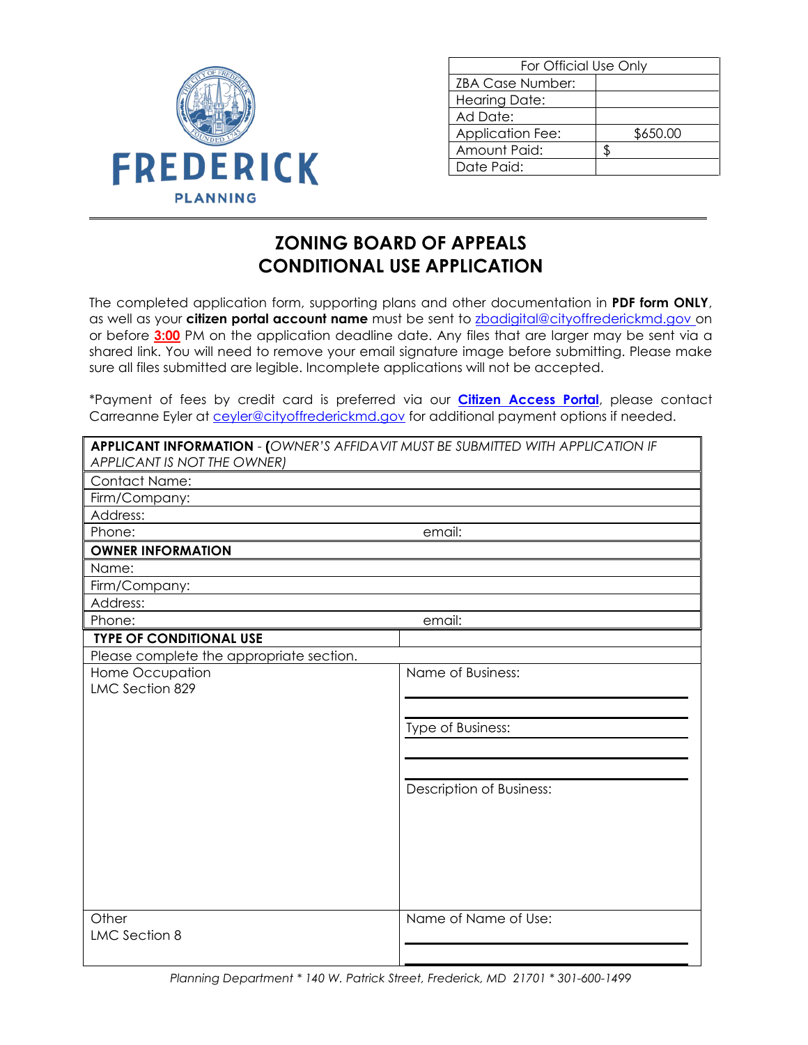FREDERICK
PLANNING

| For Official Use Only | |
|---|---|
| ZBA Case Number: | |
| Hearing Date: | |
| Ad Date: | |
| Application Fee: | $650.00 |
| Amount Paid: | $ |
| Date Paid: | |

# ZONING BOARD OF APPEALS
# CONDITIONAL USE APPLICATION

The completed application form, supporting plans and other documentation in **PDF form ONLY**, as well as your **citizen portal account name** must be sent to zbadigital@cityoffrederickmd.gov on or before **3:00** PM on the application deadline date. Any files that are larger may be sent via a shared link. You will need to remove your email signature image before submitting. Please make sure all files submitted are legible. Incomplete applications will not be accepted.

*Payment of fees by credit card is preferred via our **Citizen Access Portal**, please contact Carreanne Eyler at ceyler@cityoffrederickmd.gov for additional payment options if needed.

| **APPLICANT INFORMATION** - **(***OWNER'S AFFIDAVIT MUST BE SUBMITTED WITH APPLICATION IF APPLICANT IS NOT THE OWNER)* | |
|---|---|
| Contact Name: | |
| Firm/Company: | |
| Address: | |
| Phone: | email: |
| **OWNER INFORMATION** | |
| Name: | |
| Firm/Company: | |
| Address: | |
| Phone: | email: |
| **TYPE OF CONDITIONAL USE** | |
| Please complete the appropriate section. | |
| Home Occupation<br>LMC Section 829 | Name of Business:<br><br>Type of Business:<br><br>Description of Business: |
| Other<br>LMC Section 8 | Name of Name of Use: |

*Planning Department * 140 W. Patrick Street, Frederick, MD 21701 * 301-600-1499*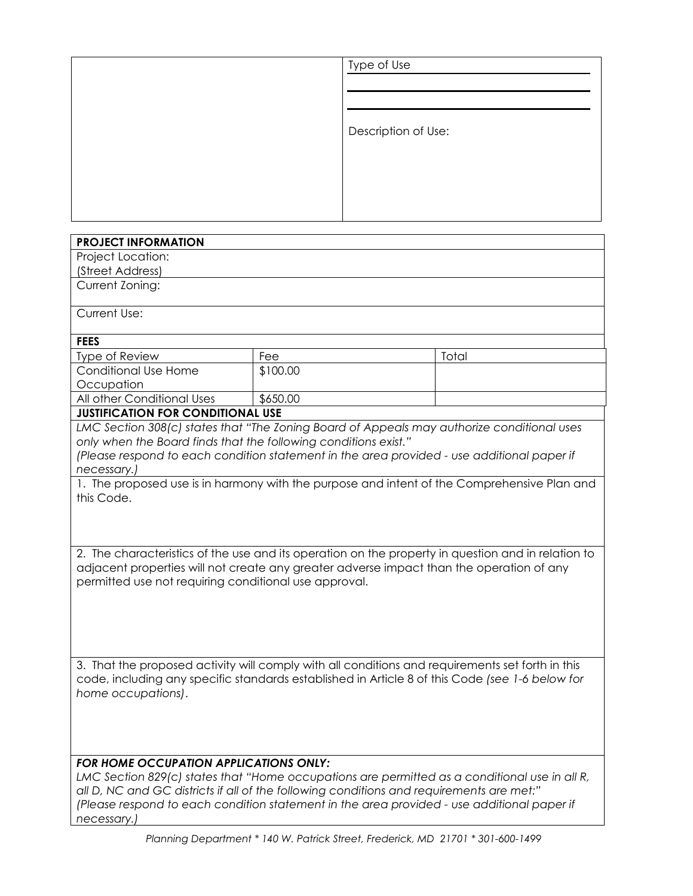| | Type of Use |
|---|---|
| | |
| | |
| | Description of Use: |

| **PROJECT INFORMATION** | | |
|---|---|---|
| Project Location: (Street Address) | | |
| Current Zoning: | | |
| Current Use: | | |
| **FEES** | | |
| Type of Review | Fee | Total |
| Conditional Use Home Occupation | $100.00 | |
| All other Conditional Uses | $650.00 | |

**JUSTIFICATION FOR CONDITIONAL USE**

*LMC Section 308(c) states that "The Zoning Board of Appeals may authorize conditional uses only when the Board finds that the following conditions exist."*
*(Please respond to each condition statement in the area provided - use additional paper if necessary.)*

1. The proposed use is in harmony with the purpose and intent of the Comprehensive Plan and this Code.

2. The characteristics of the use and its operation on the property in question and in relation to adjacent properties will not create any greater adverse impact than the operation of any permitted use not requiring conditional use approval.

3. That the proposed activity will comply with all conditions and requirements set forth in this code, including any specific standards established in Article 8 of this Code *(see 1-6 below for home occupations)*.

***FOR HOME OCCUPATION APPLICATIONS ONLY:***

*LMC Section 829(c) states that "Home occupations are permitted as a conditional use in all R, all D, NC and GC districts if all of the following conditions and requirements are met:"*
*(Please respond to each condition statement in the area provided - use additional paper if necessary.)*

*Planning Department * 140 W. Patrick Street, Frederick, MD 21701 * 301-600-1499*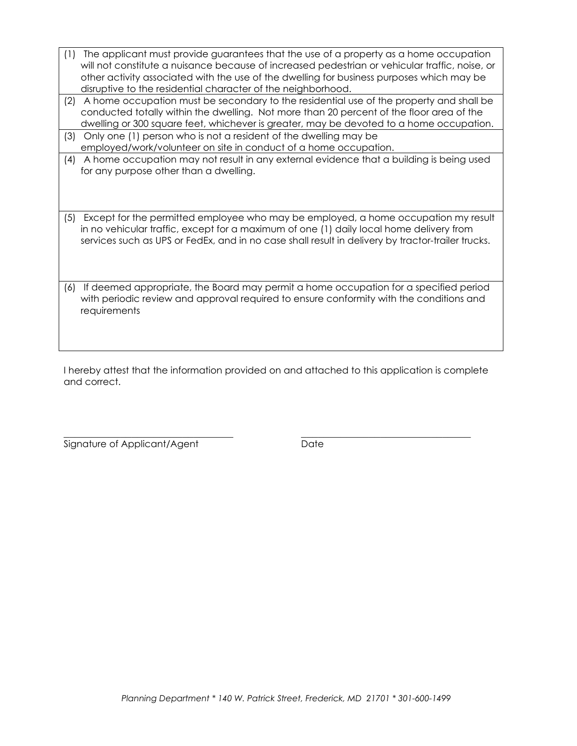| | |
|---|---|
| (1) | The applicant must provide guarantees that the use of a property as a home occupation will not constitute a nuisance because of increased pedestrian or vehicular traffic, noise, or other activity associated with the use of the dwelling for business purposes which may be disruptive to the residential character of the neighborhood. |
| (2) | A home occupation must be secondary to the residential use of the property and shall be conducted totally within the dwelling. Not more than 20 percent of the floor area of the dwelling or 300 square feet, whichever is greater, may be devoted to a home occupation. |
| (3) | Only one (1) person who is not a resident of the dwelling may be employed/work/volunteer on site in conduct of a home occupation. |
| (4) | A home occupation may not result in any external evidence that a building is being used for any purpose other than a dwelling. |
| (5) | Except for the permitted employee who may be employed, a home occupation my result in no vehicular traffic, except for a maximum of one (1) daily local home delivery from services such as UPS or FedEx, and in no case shall result in delivery by tractor-trailer trucks. |
| (6) | If deemed appropriate, the Board may permit a home occupation for a specified period with periodic review and approval required to ensure conformity with the conditions and requirements |

I hereby attest that the information provided on and attached to this application is complete and correct.

\_\_\_\_\_\_\_\_\_\_\_\_\_\_\_\_\_\_\_\_\_\_\_\_\_\_\_\_\_\_\_\_ \_\_\_\_\_\_\_\_\_\_\_\_\_\_\_\_\_\_\_\_\_\_\_\_\_\_\_\_\_\_\_\_

Signature of Applicant/Agent Date

*Planning Department * 140 W. Patrick Street, Frederick, MD 21701 * 301-600-1499*